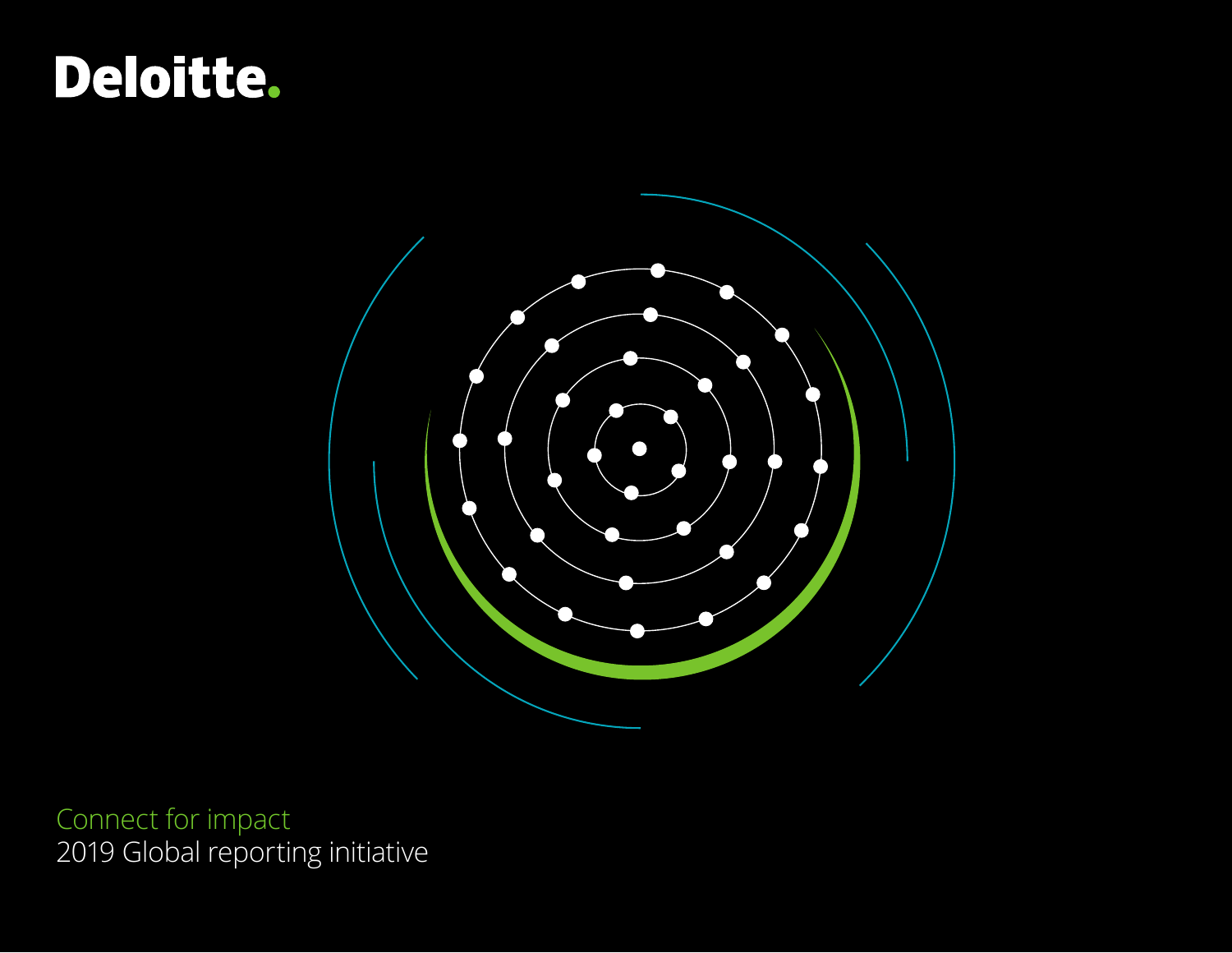Deloitte.

# Connect for impact

## 2019 Global reporting initiative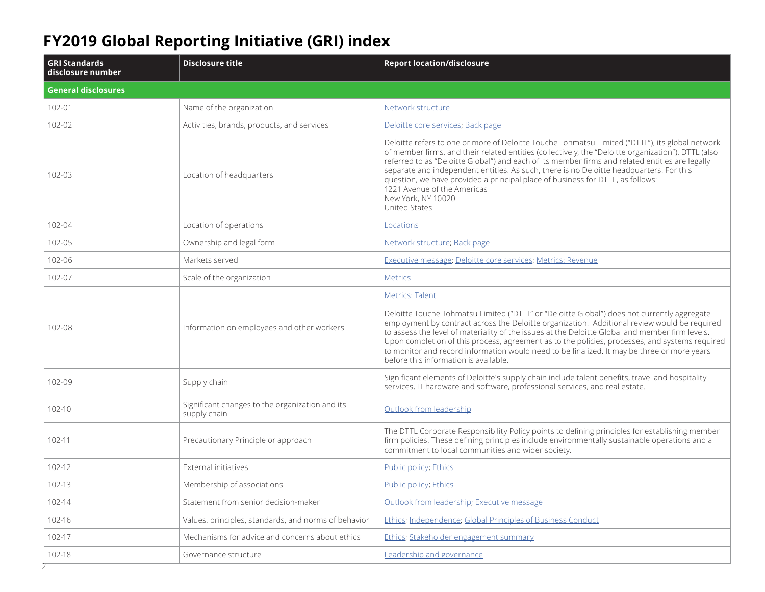# FY2019 Global Reporting Initiative (GRI) index

| GRI Standards disclosure number | Disclosure title | Report location/disclosure |
| --- | --- | --- |
| **General disclosures** | | |
| 102-01 | Name of the organization | Network structure |
| 102-02 | Activities, brands, products, and services | Deloitte core services; Back page |
| 102-03 | Location of headquarters | Deloitte refers to one or more of Deloitte Touche Tohmatsu Limited ("DTTL"), its global network of member firms, and their related entities (collectively, the "Deloitte organization"). DTTL (also referred to as "Deloitte Global") and each of its member firms and related entities are legally separate and independent entities. As such, there is no Deloitte headquarters. For this question, we have provided a principal place of business for DTTL, as follows:<br>1221 Avenue of the Americas<br>New York, NY 10020<br>United States |
| 102-04 | Location of operations | Locations |
| 102-05 | Ownership and legal form | Network structure; Back page |
| 102-06 | Markets served | Executive message; Deloitte core services; Metrics: Revenue |
| 102-07 | Scale of the organization | Metrics |
| 102-08 | Information on employees and other workers | Metrics: Talent<br><br>Deloitte Touche Tohmatsu Limited ("DTTL" or "Deloitte Global") does not currently aggregate employment by contract across the Deloitte organization. Additional review would be required to assess the level of materiality of the issues at the Deloitte Global and member firm levels. Upon completion of this process, agreement as to the policies, processes, and systems required to monitor and record information would need to be finalized. It may be three or more years before this information is available. |
| 102-09 | Supply chain | Significant elements of Deloitte's supply chain include talent benefits, travel and hospitality services, IT hardware and software, professional services, and real estate. |
| 102-10 | Significant changes to the organization and its supply chain | Outlook from leadership |
| 102-11 | Precautionary Principle or approach | The DTTL Corporate Responsibility Policy points to defining principles for establishing member firm policies. These defining principles include environmentally sustainable operations and a commitment to local communities and wider society. |
| 102-12 | External initiatives | Public policy; Ethics |
| 102-13 | Membership of associations | Public policy; Ethics |
| 102-14 | Statement from senior decision-maker | Outlook from leadership; Executive message |
| 102-16 | Values, principles, standards, and norms of behavior | Ethics; Independence; Global Principles of Business Conduct |
| 102-17 | Mechanisms for advice and concerns about ethics | Ethics; Stakeholder engagement summary |
| 102-18 | Governance structure | Leadership and governance |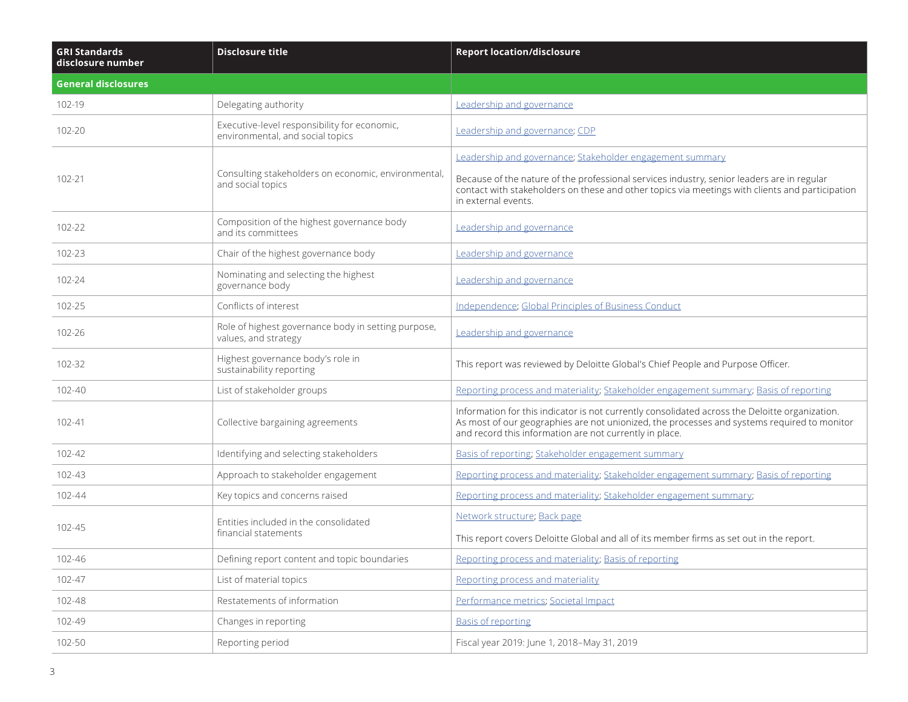| GRI Standards disclosure number | Disclosure title | Report location/disclosure |
|---|---|---|
| **General disclosures** | | |
| 102-19 | Delegating authority | Leadership and governance |
| 102-20 | Executive-level responsibility for economic, environmental, and social topics | Leadership and governance; CDP |
| 102-21 | Consulting stakeholders on economic, environmental, and social topics | Leadership and governance; Stakeholder engagement summary<br><br>Because of the nature of the professional services industry, senior leaders are in regular contact with stakeholders on these and other topics via meetings with clients and participation in external events. |
| 102-22 | Composition of the highest governance body and its committees | Leadership and governance |
| 102-23 | Chair of the highest governance body | Leadership and governance |
| 102-24 | Nominating and selecting the highest governance body | Leadership and governance |
| 102-25 | Conflicts of interest | Independence; Global Principles of Business Conduct |
| 102-26 | Role of highest governance body in setting purpose, values, and strategy | Leadership and governance |
| 102-32 | Highest governance body's role in sustainability reporting | This report was reviewed by Deloitte Global's Chief People and Purpose Officer. |
| 102-40 | List of stakeholder groups | Reporting process and materiality; Stakeholder engagement summary; Basis of reporting |
| 102-41 | Collective bargaining agreements | Information for this indicator is not currently consolidated across the Deloitte organization. As most of our geographies are not unionized, the processes and systems required to monitor and record this information are not currently in place. |
| 102-42 | Identifying and selecting stakeholders | Basis of reporting; Stakeholder engagement summary |
| 102-43 | Approach to stakeholder engagement | Reporting process and materiality; Stakeholder engagement summary; Basis of reporting |
| 102-44 | Key topics and concerns raised | Reporting process and materiality; Stakeholder engagement summary; |
| 102-45 | Entities included in the consolidated financial statements | Network structure; Back page<br><br>This report covers Deloitte Global and all of its member firms as set out in the report. |
| 102-46 | Defining report content and topic boundaries | Reporting process and materiality; Basis of reporting |
| 102-47 | List of material topics | Reporting process and materiality |
| 102-48 | Restatements of information | Performance metrics; Societal Impact |
| 102-49 | Changes in reporting | Basis of reporting |
| 102-50 | Reporting period | Fiscal year 2019: June 1, 2018–May 31, 2019 |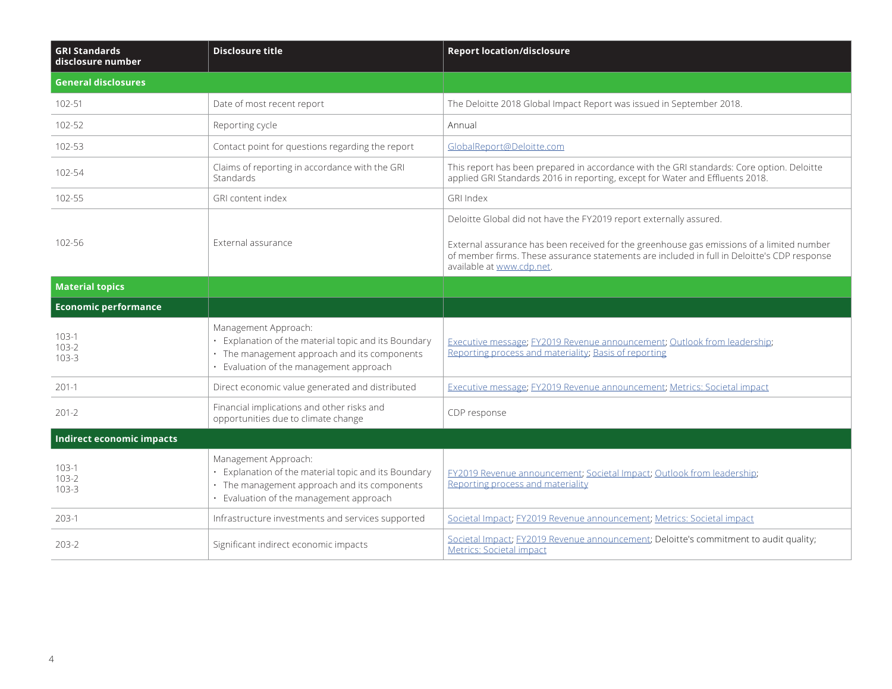| GRI Standards disclosure number | Disclosure title | Report location/disclosure |
|---|---|---|
| **General disclosures** | | |
| 102-51 | Date of most recent report | The Deloitte 2018 Global Impact Report was issued in September 2018. |
| 102-52 | Reporting cycle | Annual |
| 102-53 | Contact point for questions regarding the report | GlobalReport@Deloitte.com |
| 102-54 | Claims of reporting in accordance with the GRI Standards | This report has been prepared in accordance with the GRI standards: Core option. Deloitte applied GRI Standards 2016 in reporting, except for Water and Effluents 2018. |
| 102-55 | GRI content index | GRI Index |
| 102-56 | External assurance | Deloitte Global did not have the FY2019 report externally assured.<br><br>External assurance has been received for the greenhouse gas emissions of a limited number of member firms. These assurance statements are included in full in Deloitte's CDP response available at www.cdp.net. |
| **Material topics** | | |
| **Economic performance** | | |
| 103-1<br>103-2<br>103-3 | Management Approach:<br>• Explanation of the material topic and its Boundary<br>• The management approach and its components<br>• Evaluation of the management approach | Executive message; FY2019 Revenue announcement; Outlook from leadership; Reporting process and materiality; Basis of reporting |
| 201-1 | Direct economic value generated and distributed | Executive message; FY2019 Revenue announcement; Metrics: Societal impact |
| 201-2 | Financial implications and other risks and opportunities due to climate change | CDP response |
| **Indirect economic impacts** | | |
| 103-1<br>103-2<br>103-3 | Management Approach:<br>• Explanation of the material topic and its Boundary<br>• The management approach and its components<br>• Evaluation of the management approach | FY2019 Revenue announcement; Societal Impact; Outlook from leadership; Reporting process and materiality |
| 203-1 | Infrastructure investments and services supported | Societal Impact; FY2019 Revenue announcement; Metrics: Societal impact |
| 203-2 | Significant indirect economic impacts | Societal Impact; FY2019 Revenue announcement; Deloitte's commitment to audit quality; Metrics: Societal impact |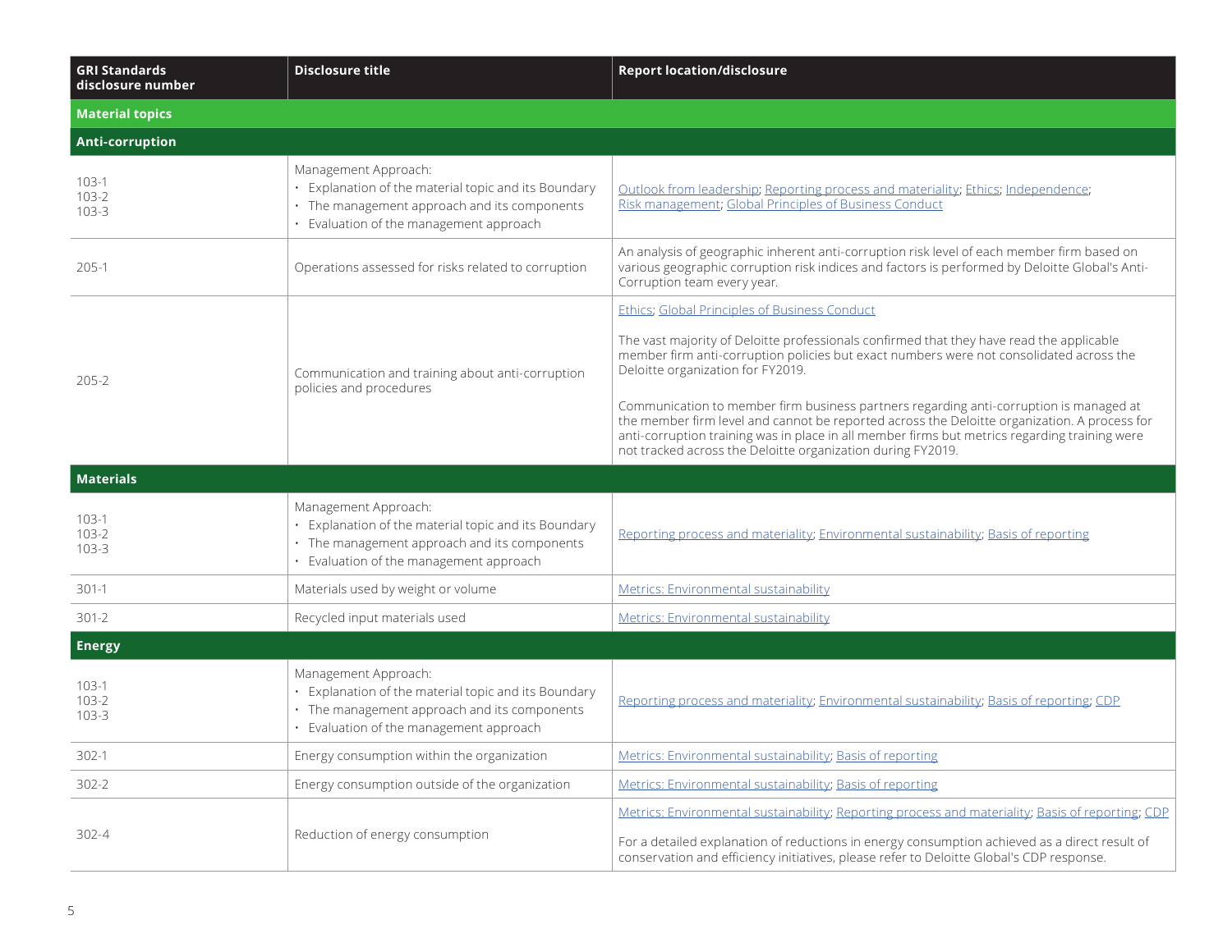| GRI Standards disclosure number | Disclosure title | Report location/disclosure |
|---|---|---|
| **Material topics** | | |
| **Anti-corruption** | | |
| 103-1<br>103-2<br>103-3 | Management Approach:<br>• Explanation of the material topic and its Boundary<br>• The management approach and its components<br>• Evaluation of the management approach | Outlook from leadership; Reporting process and materiality; Ethics; Independence; Risk management; Global Principles of Business Conduct |
| 205-1 | Operations assessed for risks related to corruption | An analysis of geographic inherent anti-corruption risk level of each member firm based on various geographic corruption risk indices and factors is performed by Deloitte Global's Anti-Corruption team every year. |
| 205-2 | Communication and training about anti-corruption policies and procedures | Ethics; Global Principles of Business Conduct<br><br>The vast majority of Deloitte professionals confirmed that they have read the applicable member firm anti-corruption policies but exact numbers were not consolidated across the Deloitte organization for FY2019.<br><br>Communication to member firm business partners regarding anti-corruption is managed at the member firm level and cannot be reported across the Deloitte organization. A process for anti-corruption training was in place in all member firms but metrics regarding training were not tracked across the Deloitte organization during FY2019. |
| **Materials** | | |
| 103-1<br>103-2<br>103-3 | Management Approach:<br>• Explanation of the material topic and its Boundary<br>• The management approach and its components<br>• Evaluation of the management approach | Reporting process and materiality; Environmental sustainability; Basis of reporting |
| 301-1 | Materials used by weight or volume | Metrics: Environmental sustainability |
| 301-2 | Recycled input materials used | Metrics: Environmental sustainability |
| **Energy** | | |
| 103-1<br>103-2<br>103-3 | Management Approach:<br>• Explanation of the material topic and its Boundary<br>• The management approach and its components<br>• Evaluation of the management approach | Reporting process and materiality; Environmental sustainability; Basis of reporting; CDP |
| 302-1 | Energy consumption within the organization | Metrics: Environmental sustainability; Basis of reporting |
| 302-2 | Energy consumption outside of the organization | Metrics: Environmental sustainability; Basis of reporting |
| 302-4 | Reduction of energy consumption | Metrics: Environmental sustainability; Reporting process and materiality; Basis of reporting; CDP<br><br>For a detailed explanation of reductions in energy consumption achieved as a direct result of conservation and efficiency initiatives, please refer to Deloitte Global's CDP response. |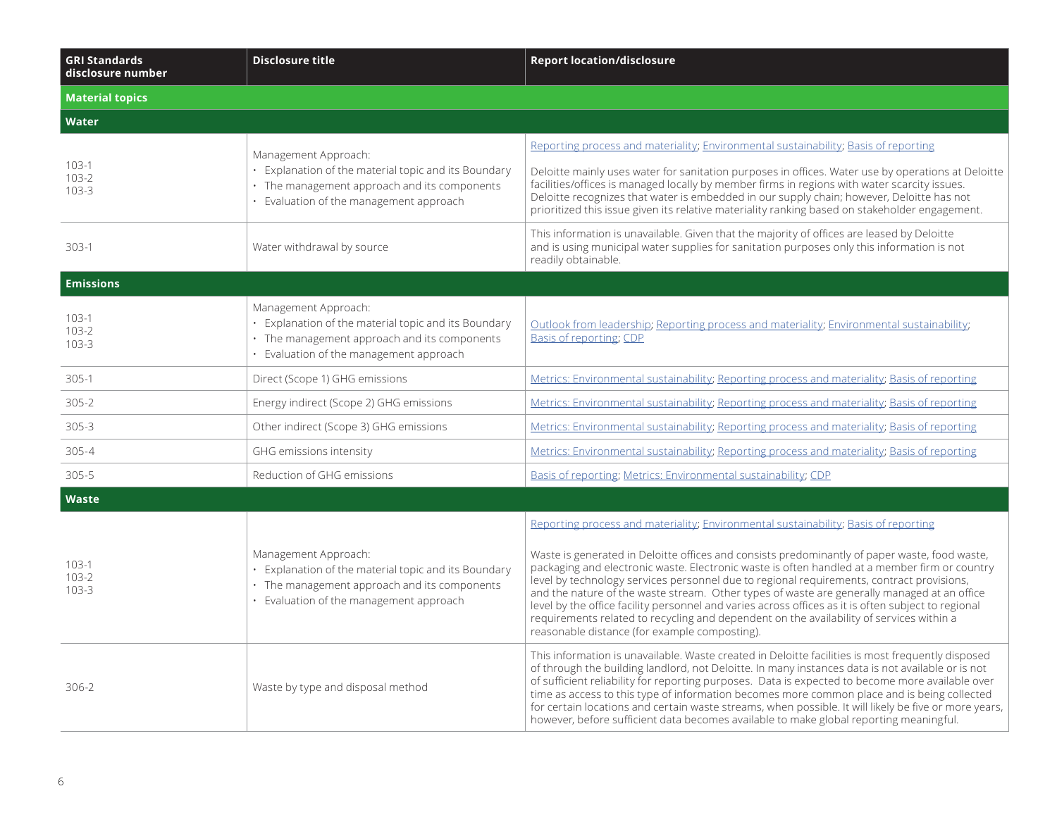| GRI Standards disclosure number | Disclosure title | Report location/disclosure |
|---|---|---|
| **Material topics** | | |
| **Water** | | |
| 103-1<br>103-2<br>103-3 | Management Approach:<br>• Explanation of the material topic and its Boundary<br>• The management approach and its components<br>• Evaluation of the management approach | Reporting process and materiality; Environmental sustainability; Basis of reporting<br><br>Deloitte mainly uses water for sanitation purposes in offices. Water use by operations at Deloitte facilities/offices is managed locally by member firms in regions with water scarcity issues. Deloitte recognizes that water is embedded in our supply chain; however, Deloitte has not prioritized this issue given its relative materiality ranking based on stakeholder engagement. |
| 303-1 | Water withdrawal by source | This information is unavailable. Given that the majority of offices are leased by Deloitte and is using municipal water supplies for sanitation purposes only this information is not readily obtainable. |
| **Emissions** | | |
| 103-1<br>103-2<br>103-3 | Management Approach:<br>• Explanation of the material topic and its Boundary<br>• The management approach and its components<br>• Evaluation of the management approach | Outlook from leadership; Reporting process and materiality; Environmental sustainability; Basis of reporting; CDP |
| 305-1 | Direct (Scope 1) GHG emissions | Metrics: Environmental sustainability; Reporting process and materiality; Basis of reporting |
| 305-2 | Energy indirect (Scope 2) GHG emissions | Metrics: Environmental sustainability; Reporting process and materiality; Basis of reporting |
| 305-3 | Other indirect (Scope 3) GHG emissions | Metrics: Environmental sustainability; Reporting process and materiality; Basis of reporting |
| 305-4 | GHG emissions intensity | Metrics: Environmental sustainability; Reporting process and materiality; Basis of reporting |
| 305-5 | Reduction of GHG emissions | Basis of reporting; Metrics: Environmental sustainability; CDP |
| **Waste** | | |
| 103-1<br>103-2<br>103-3 | Management Approach:<br>• Explanation of the material topic and its Boundary<br>• The management approach and its components<br>• Evaluation of the management approach | Reporting process and materiality; Environmental sustainability; Basis of reporting<br><br>Waste is generated in Deloitte offices and consists predominantly of paper waste, food waste, packaging and electronic waste. Electronic waste is often handled at a member firm or country level by technology services personnel due to regional requirements, contract provisions, and the nature of the waste stream. Other types of waste are generally managed at an office level by the office facility personnel and varies across offices as it is often subject to regional requirements related to recycling and dependent on the availability of services within a reasonable distance (for example composting). |
| 306-2 | Waste by type and disposal method | This information is unavailable. Waste created in Deloitte facilities is most frequently disposed of through the building landlord, not Deloitte. In many instances data is not available or is not of sufficient reliability for reporting purposes. Data is expected to become more available over time as access to this type of information becomes more common place and is being collected for certain locations and certain waste streams, when possible. It will likely be five or more years, however, before sufficient data becomes available to make global reporting meaningful. |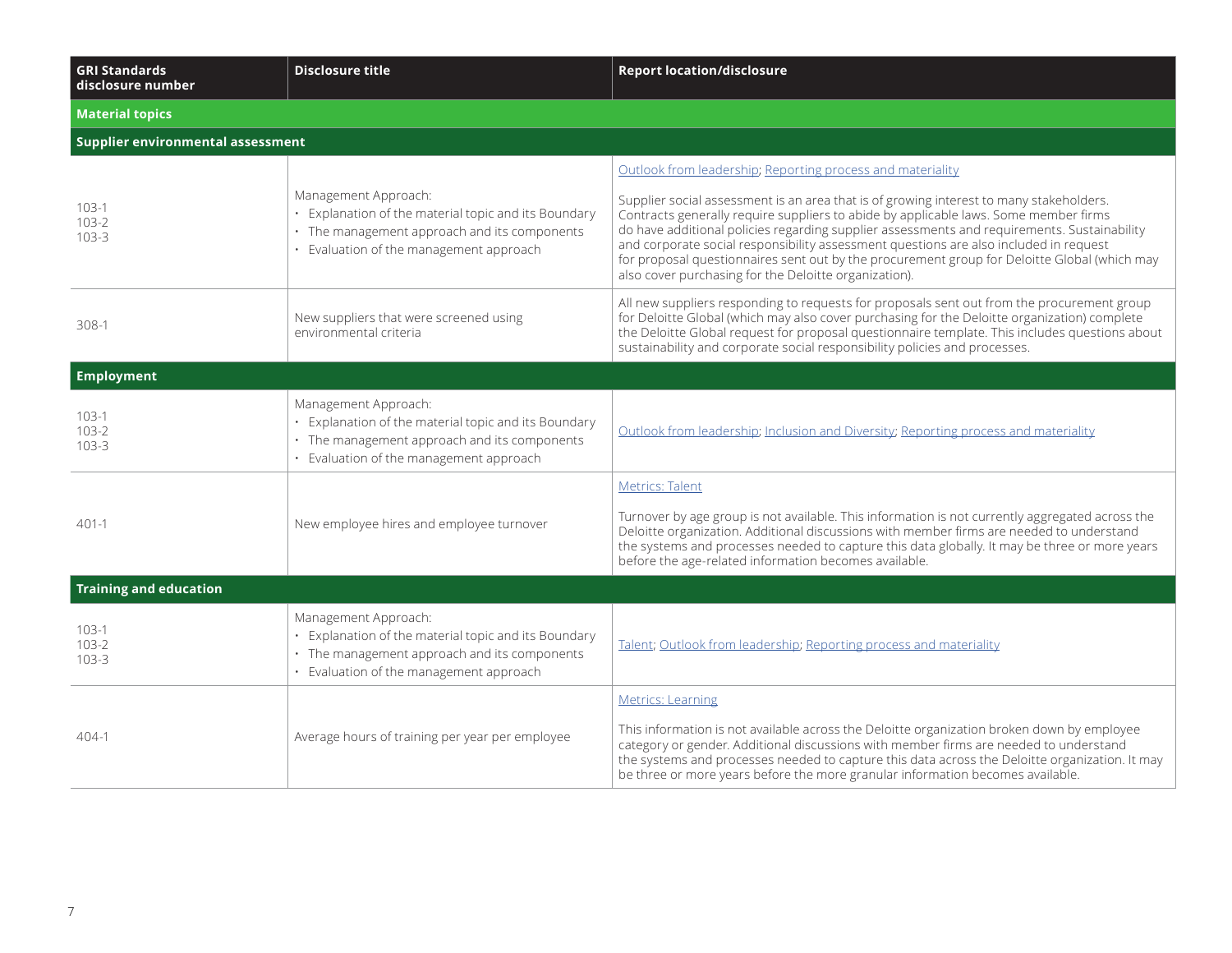| GRI Standards disclosure number | Disclosure title | Report location/disclosure |
|---|---|---|
| **Material topics** | | |
| **Supplier environmental assessment** | | |
| 103-1<br>103-2<br>103-3 | Management Approach:<br>• Explanation of the material topic and its Boundary<br>• The management approach and its components<br>• Evaluation of the management approach | Outlook from leadership; Reporting process and materiality<br><br>Supplier social assessment is an area that is of growing interest to many stakeholders. Contracts generally require suppliers to abide by applicable laws. Some member firms do have additional policies regarding supplier assessments and requirements. Sustainability and corporate social responsibility assessment questions are also included in request for proposal questionnaires sent out by the procurement group for Deloitte Global (which may also cover purchasing for the Deloitte organization). |
| 308-1 | New suppliers that were screened using environmental criteria | All new suppliers responding to requests for proposals sent out from the procurement group for Deloitte Global (which may also cover purchasing for the Deloitte organization) complete the Deloitte Global request for proposal questionnaire template. This includes questions about sustainability and corporate social responsibility policies and processes. |
| **Employment** | | |
| 103-1<br>103-2<br>103-3 | Management Approach:<br>• Explanation of the material topic and its Boundary<br>• The management approach and its components<br>• Evaluation of the management approach | Outlook from leadership; Inclusion and Diversity; Reporting process and materiality |
| 401-1 | New employee hires and employee turnover | Metrics: Talent<br><br>Turnover by age group is not available. This information is not currently aggregated across the Deloitte organization. Additional discussions with member firms are needed to understand the systems and processes needed to capture this data globally. It may be three or more years before the age-related information becomes available. |
| **Training and education** | | |
| 103-1<br>103-2<br>103-3 | Management Approach:<br>• Explanation of the material topic and its Boundary<br>• The management approach and its components<br>• Evaluation of the management approach | Talent; Outlook from leadership; Reporting process and materiality |
| 404-1 | Average hours of training per year per employee | Metrics: Learning<br><br>This information is not available across the Deloitte organization broken down by employee category or gender. Additional discussions with member firms are needed to understand the systems and processes needed to capture this data across the Deloitte organization. It may be three or more years before the more granular information becomes available. |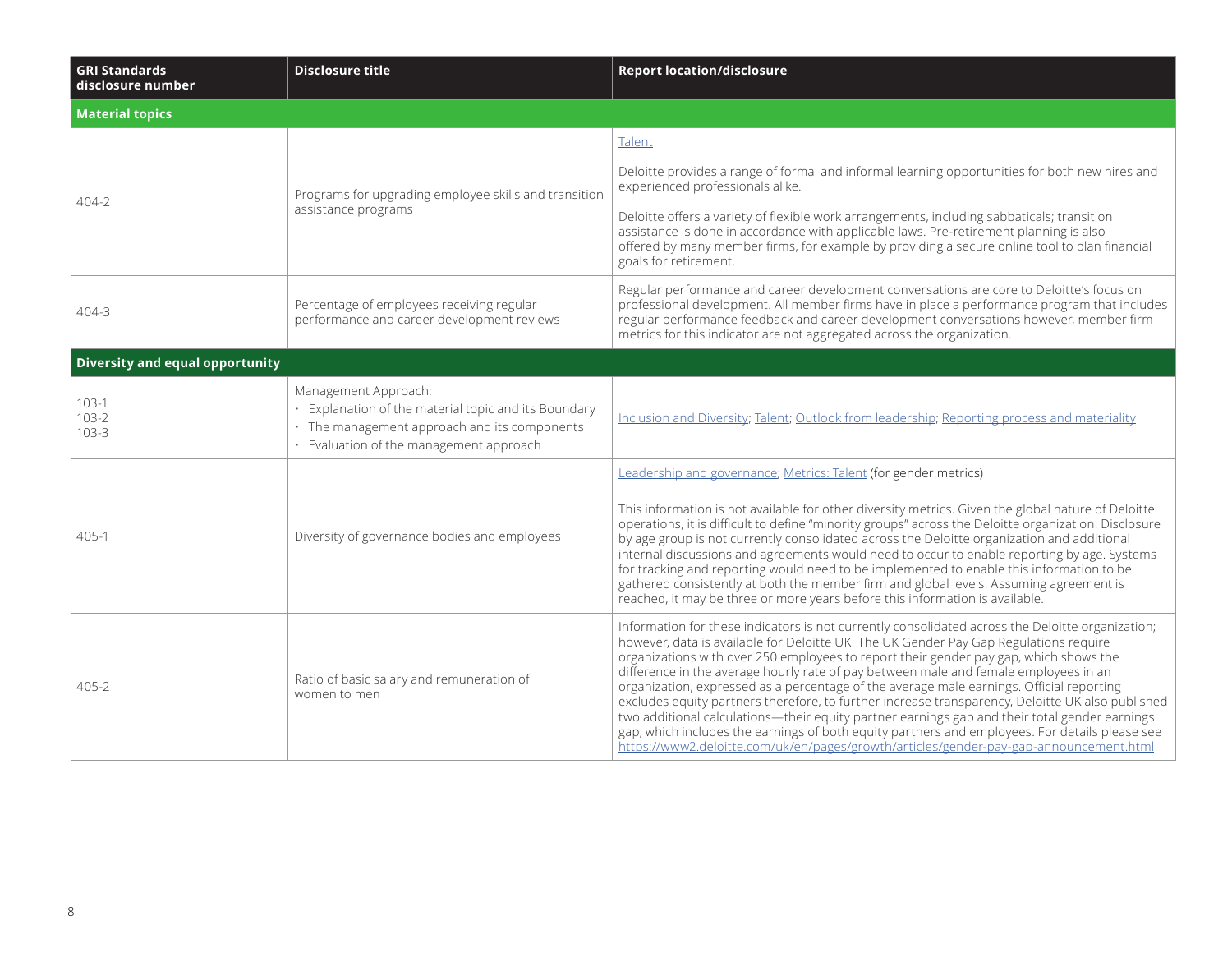| GRI Standards disclosure number | Disclosure title | Report location/disclosure |
|---|---|---|
| **Material topics** | | |
| 404-2 | Programs for upgrading employee skills and transition assistance programs | Talent<br><br>Deloitte provides a range of formal and informal learning opportunities for both new hires and experienced professionals alike.<br><br>Deloitte offers a variety of flexible work arrangements, including sabbaticals; transition assistance is done in accordance with applicable laws. Pre-retirement planning is also offered by many member firms, for example by providing a secure online tool to plan financial goals for retirement. |
| 404-3 | Percentage of employees receiving regular performance and career development reviews | Regular performance and career development conversations are core to Deloitte's focus on professional development. All member firms have in place a performance program that includes regular performance feedback and career development conversations however, member firm metrics for this indicator are not aggregated across the organization. |
| **Diversity and equal opportunity** | | |
| 103-1<br>103-2<br>103-3 | Management Approach:<br>• Explanation of the material topic and its Boundary<br>• The management approach and its components<br>• Evaluation of the management approach | Inclusion and Diversity; Talent; Outlook from leadership; Reporting process and materiality |
| 405-1 | Diversity of governance bodies and employees | Leadership and governance; Metrics: Talent (for gender metrics)<br><br>This information is not available for other diversity metrics. Given the global nature of Deloitte operations, it is difficult to define "minority groups" across the Deloitte organization. Disclosure by age group is not currently consolidated across the Deloitte organization and additional internal discussions and agreements would need to occur to enable reporting by age. Systems for tracking and reporting would need to be implemented to enable this information to be gathered consistently at both the member firm and global levels. Assuming agreement is reached, it may be three or more years before this information is available. |
| 405-2 | Ratio of basic salary and remuneration of women to men | Information for these indicators is not currently consolidated across the Deloitte organization; however, data is available for Deloitte UK. The UK Gender Pay Gap Regulations require organizations with over 250 employees to report their gender pay gap, which shows the difference in the average hourly rate of pay between male and female employees in an organization, expressed as a percentage of the average male earnings. Official reporting excludes equity partners therefore, to further increase transparency, Deloitte UK also published two additional calculations—their equity partner earnings gap and their total gender earnings gap, which includes the earnings of both equity partners and employees. For details please see https://www2.deloitte.com/uk/en/pages/growth/articles/gender-pay-gap-announcement.html |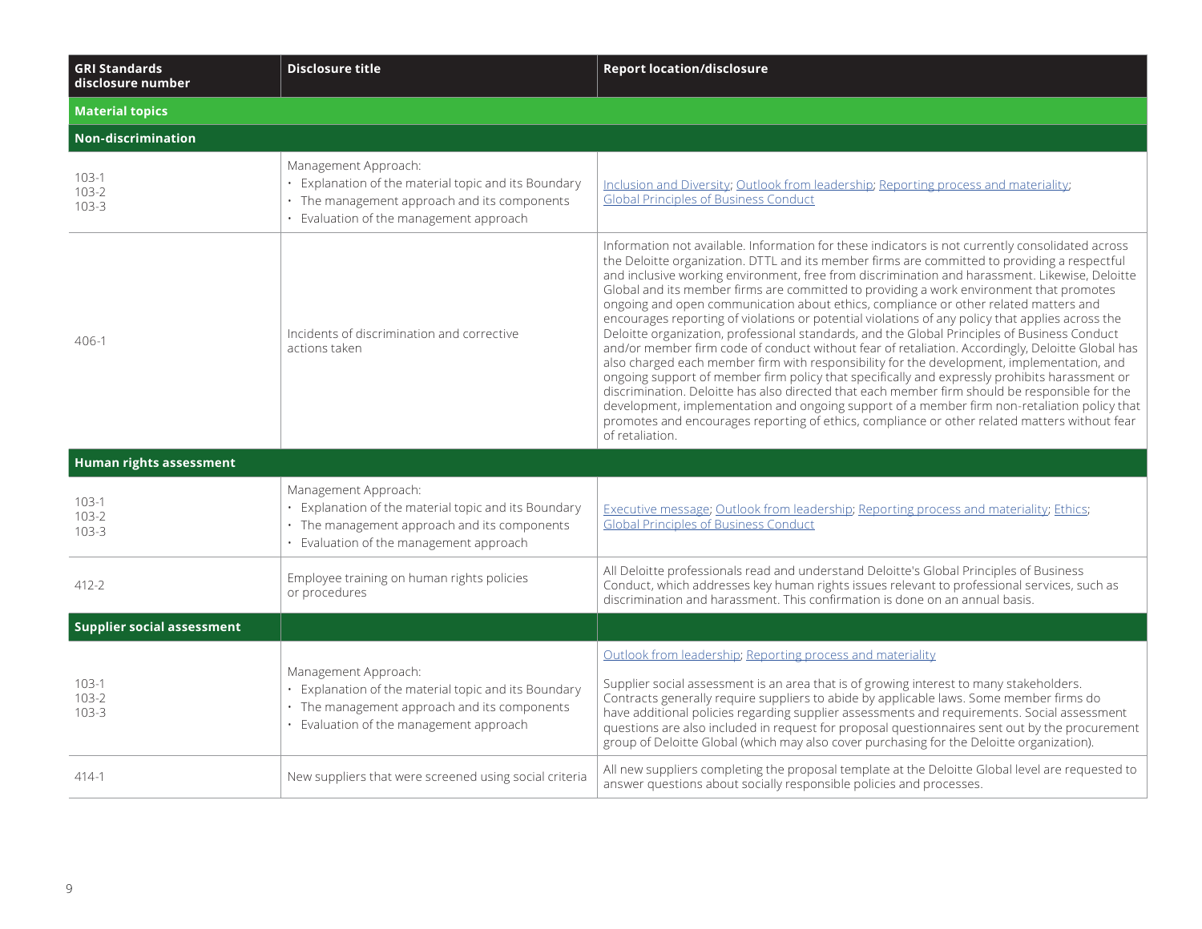| GRI Standards disclosure number | Disclosure title | Report location/disclosure |
|---|---|---|
| **Material topics** | | |
| **Non-discrimination** | | |
| 103-1<br>103-2<br>103-3 | Management Approach:<br>• Explanation of the material topic and its Boundary<br>• The management approach and its components<br>• Evaluation of the management approach | Inclusion and Diversity; Outlook from leadership; Reporting process and materiality; Global Principles of Business Conduct |
| 406-1 | Incidents of discrimination and corrective actions taken | Information not available. Information for these indicators is not currently consolidated across the Deloitte organization. DTTL and its member firms are committed to providing a respectful and inclusive working environment, free from discrimination and harassment. Likewise, Deloitte Global and its member firms are committed to providing a work environment that promotes ongoing and open communication about ethics, compliance or other related matters and encourages reporting of violations or potential violations of any policy that applies across the Deloitte organization, professional standards, and the Global Principles of Business Conduct and/or member firm code of conduct without fear of retaliation. Accordingly, Deloitte Global has also charged each member firm with responsibility for the development, implementation, and ongoing support of member firm policy that specifically and expressly prohibits harassment or discrimination. Deloitte has also directed that each member firm should be responsible for the development, implementation and ongoing support of a member firm non-retaliation policy that promotes and encourages reporting of ethics, compliance or other related matters without fear of retaliation. |
| **Human rights assessment** | | |
| 103-1<br>103-2<br>103-3 | Management Approach:<br>• Explanation of the material topic and its Boundary<br>• The management approach and its components<br>• Evaluation of the management approach | Executive message; Outlook from leadership; Reporting process and materiality; Ethics; Global Principles of Business Conduct |
| 412-2 | Employee training on human rights policies or procedures | All Deloitte professionals read and understand Deloitte's Global Principles of Business Conduct, which addresses key human rights issues relevant to professional services, such as discrimination and harassment. This confirmation is done on an annual basis. |
| **Supplier social assessment** | | |
| 103-1<br>103-2<br>103-3 | Management Approach:<br>• Explanation of the material topic and its Boundary<br>• The management approach and its components<br>• Evaluation of the management approach | Outlook from leadership; Reporting process and materiality<br><br>Supplier social assessment is an area that is of growing interest to many stakeholders. Contracts generally require suppliers to abide by applicable laws. Some member firms do have additional policies regarding supplier assessments and requirements. Social assessment questions are also included in request for proposal questionnaires sent out by the procurement group of Deloitte Global (which may also cover purchasing for the Deloitte organization). |
| 414-1 | New suppliers that were screened using social criteria | All new suppliers completing the proposal template at the Deloitte Global level are requested to answer questions about socially responsible policies and processes. |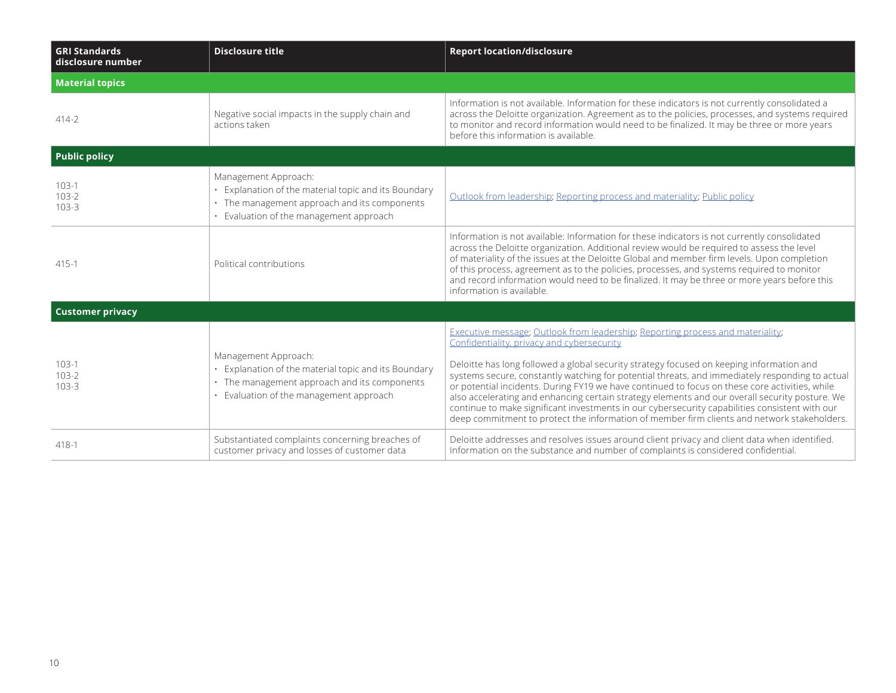| GRI Standards disclosure number | Disclosure title | Report location/disclosure |
|---|---|---|
| **Material topics** | | |
| 414-2 | Negative social impacts in the supply chain and actions taken | Information is not available. Information for these indicators is not currently consolidated a across the Deloitte organization. Agreement as to the policies, processes, and systems required to monitor and record information would need to be finalized. It may be three or more years before this information is available. |
| **Public policy** | | |
| 103-1<br>103-2<br>103-3 | Management Approach:<br>• Explanation of the material topic and its Boundary<br>• The management approach and its components<br>• Evaluation of the management approach | Outlook from leadership; Reporting process and materiality; Public policy |
| 415-1 | Political contributions | Information is not available: Information for these indicators is not currently consolidated across the Deloitte organization. Additional review would be required to assess the level of materiality of the issues at the Deloitte Global and member firm levels. Upon completion of this process, agreement as to the policies, processes, and systems required to monitor and record information would need to be finalized. It may be three or more years before this information is available. |
| **Customer privacy** | | |
| 103-1<br>103-2<br>103-3 | Management Approach:<br>• Explanation of the material topic and its Boundary<br>• The management approach and its components<br>• Evaluation of the management approach | Executive message; Outlook from leadership; Reporting process and materiality; Confidentiality, privacy and cybersecurity<br><br>Deloitte has long followed a global security strategy focused on keeping information and systems secure, constantly watching for potential threats, and immediately responding to actual or potential incidents. During FY19 we have continued to focus on these core activities, while also accelerating and enhancing certain strategy elements and our overall security posture. We continue to make significant investments in our cybersecurity capabilities consistent with our deep commitment to protect the information of member firm clients and network stakeholders. |
| 418-1 | Substantiated complaints concerning breaches of customer privacy and losses of customer data | Deloitte addresses and resolves issues around client privacy and client data when identified. Information on the substance and number of complaints is considered confidential. |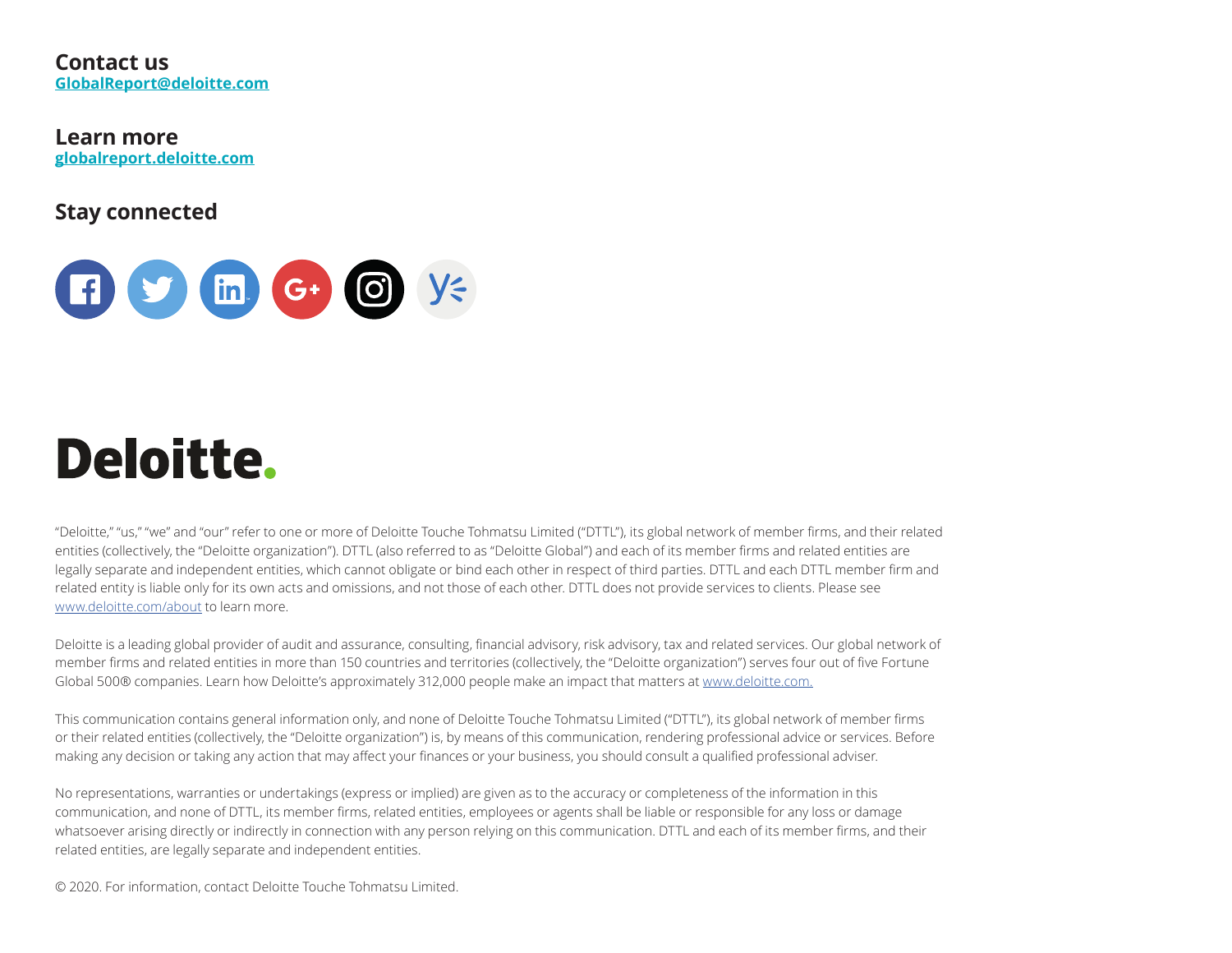**Contact us**
GlobalReport@deloitte.com

**Learn more**
globalreport.deloitte.com

**Stay connected**

**Deloitte.**

"Deloitte," "us," "we" and "our" refer to one or more of Deloitte Touche Tohmatsu Limited ("DTTL"), its global network of member firms, and their related entities (collectively, the "Deloitte organization"). DTTL (also referred to as "Deloitte Global") and each of its member firms and related entities are legally separate and independent entities, which cannot obligate or bind each other in respect of third parties. DTTL and each DTTL member firm and related entity is liable only for its own acts and omissions, and not those of each other. DTTL does not provide services to clients. Please see www.deloitte.com/about to learn more.

Deloitte is a leading global provider of audit and assurance, consulting, financial advisory, risk advisory, tax and related services. Our global network of member firms and related entities in more than 150 countries and territories (collectively, the "Deloitte organization") serves four out of five Fortune Global 500® companies. Learn how Deloitte's approximately 312,000 people make an impact that matters at www.deloitte.com.

This communication contains general information only, and none of Deloitte Touche Tohmatsu Limited ("DTTL"), its global network of member firms or their related entities (collectively, the "Deloitte organization") is, by means of this communication, rendering professional advice or services. Before making any decision or taking any action that may affect your finances or your business, you should consult a qualified professional adviser.

No representations, warranties or undertakings (express or implied) are given as to the accuracy or completeness of the information in this communication, and none of DTTL, its member firms, related entities, employees or agents shall be liable or responsible for any loss or damage whatsoever arising directly or indirectly in connection with any person relying on this communication. DTTL and each of its member firms, and their related entities, are legally separate and independent entities.

© 2020. For information, contact Deloitte Touche Tohmatsu Limited.